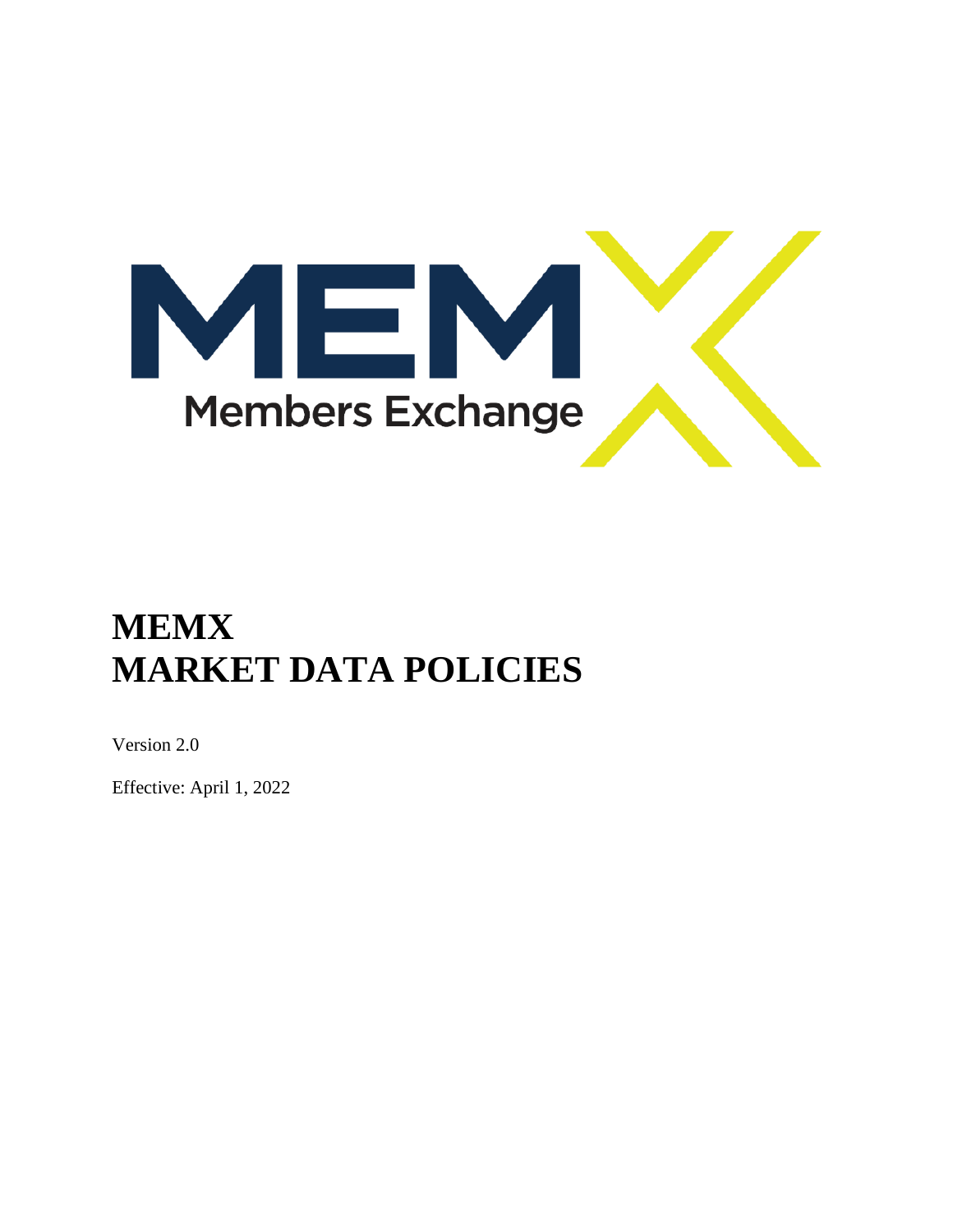# MEMX
# MARKET DATA POLICIES

Version 2.0

Effective: April 1, 2022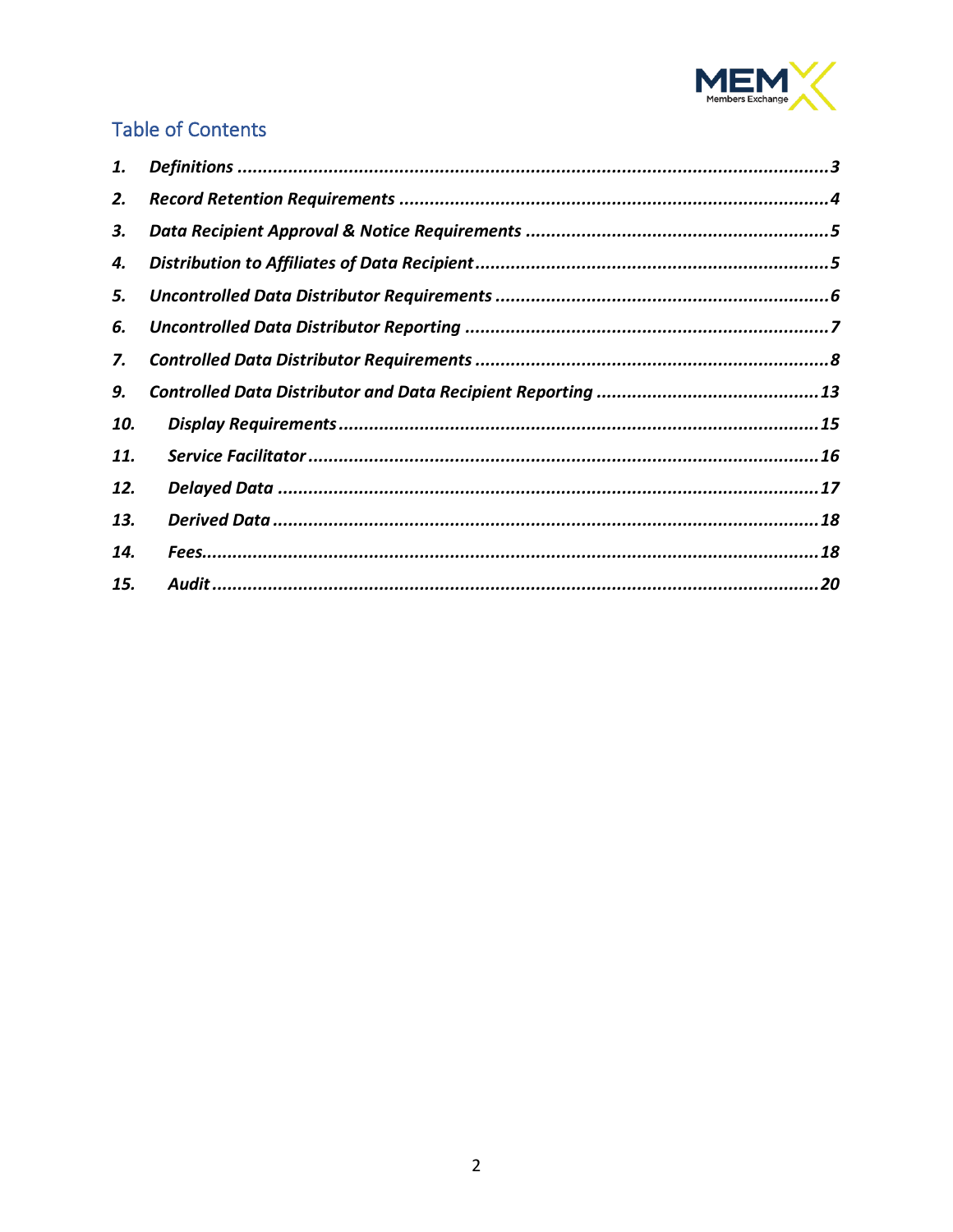## Table of Contents

1. *Definitions* ........................................................................................................3
2. *Record Retention Requirements* ....................................................................4
3. *Data Recipient Approval & Notice Requirements* ...........................................5
4. *Distribution to Affiliates of Data Recipient*.......................................................5
5. *Uncontrolled Data Distributor Requirements* ..................................................6
6. *Uncontrolled Data Distributor Reporting* .........................................................7
7. *Controlled Data Distributor Requirements* ......................................................8
9. *Controlled Data Distributor and Data Recipient Reporting* ...........................13
10. *Display Requirements* .................................................................................15
11. *Service Facilitator* ......................................................................................16
12. *Delayed Data* ..............................................................................................17
13. *Derived Data* ..............................................................................................18
14. *Fees*.............................................................................................................18
15. *Audit* ...........................................................................................................20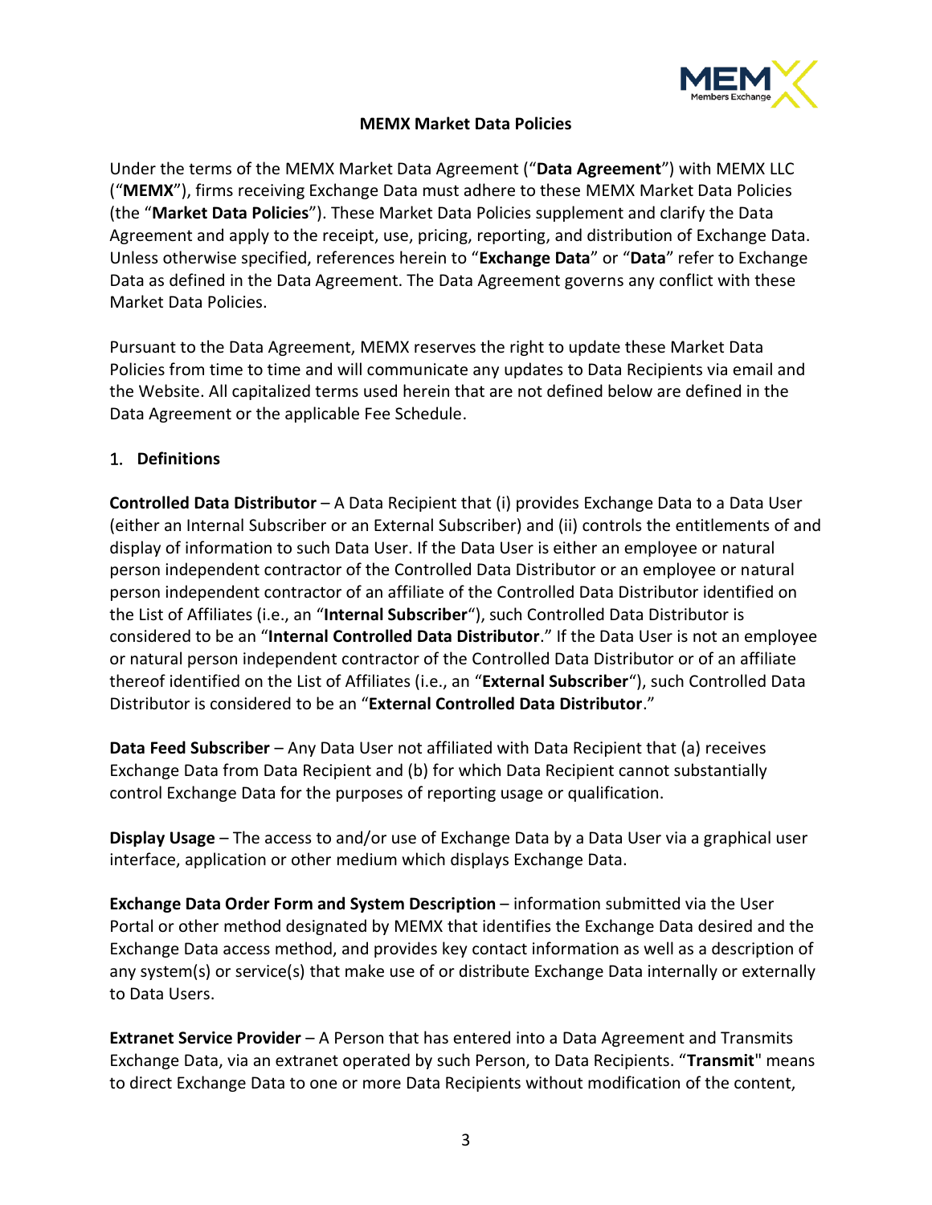## MEMX Market Data Policies

Under the terms of the MEMX Market Data Agreement ("**Data Agreement**") with MEMX LLC ("**MEMX**"), firms receiving Exchange Data must adhere to these MEMX Market Data Policies (the "**Market Data Policies**"). These Market Data Policies supplement and clarify the Data Agreement and apply to the receipt, use, pricing, reporting, and distribution of Exchange Data. Unless otherwise specified, references herein to "**Exchange Data**" or "**Data**" refer to Exchange Data as defined in the Data Agreement. The Data Agreement governs any conflict with these Market Data Policies.

Pursuant to the Data Agreement, MEMX reserves the right to update these Market Data Policies from time to time and will communicate any updates to Data Recipients via email and the Website. All capitalized terms used herein that are not defined below are defined in the Data Agreement or the applicable Fee Schedule.

### 1. Definitions

**Controlled Data Distributor** – A Data Recipient that (i) provides Exchange Data to a Data User (either an Internal Subscriber or an External Subscriber) and (ii) controls the entitlements of and display of information to such Data User. If the Data User is either an employee or natural person independent contractor of the Controlled Data Distributor or an employee or natural person independent contractor of an affiliate of the Controlled Data Distributor identified on the List of Affiliates (i.e., an "**Internal Subscriber**"), such Controlled Data Distributor is considered to be an "**Internal Controlled Data Distributor**." If the Data User is not an employee or natural person independent contractor of the Controlled Data Distributor or of an affiliate thereof identified on the List of Affiliates (i.e., an "**External Subscriber**"), such Controlled Data Distributor is considered to be an "**External Controlled Data Distributor**."

**Data Feed Subscriber** – Any Data User not affiliated with Data Recipient that (a) receives Exchange Data from Data Recipient and (b) for which Data Recipient cannot substantially control Exchange Data for the purposes of reporting usage or qualification.

**Display Usage** – The access to and/or use of Exchange Data by a Data User via a graphical user interface, application or other medium which displays Exchange Data.

**Exchange Data Order Form and System Description** – information submitted via the User Portal or other method designated by MEMX that identifies the Exchange Data desired and the Exchange Data access method, and provides key contact information as well as a description of any system(s) or service(s) that make use of or distribute Exchange Data internally or externally to Data Users.

**Extranet Service Provider** – A Person that has entered into a Data Agreement and Transmits Exchange Data, via an extranet operated by such Person, to Data Recipients. "**Transmit**" means to direct Exchange Data to one or more Data Recipients without modification of the content,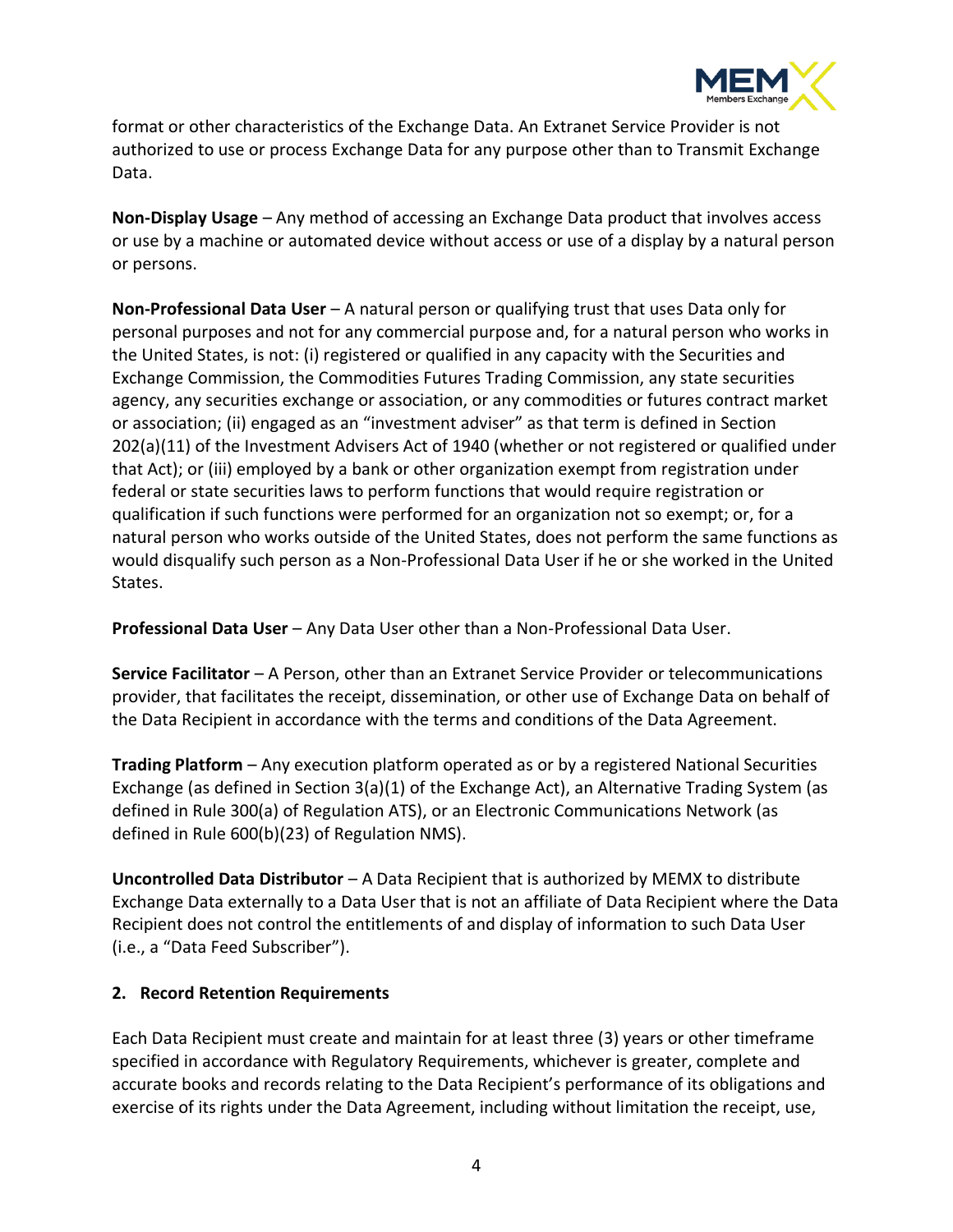format or other characteristics of the Exchange Data. An Extranet Service Provider is not authorized to use or process Exchange Data for any purpose other than to Transmit Exchange Data.

**Non-Display Usage** – Any method of accessing an Exchange Data product that involves access or use by a machine or automated device without access or use of a display by a natural person or persons.

**Non-Professional Data User** – A natural person or qualifying trust that uses Data only for personal purposes and not for any commercial purpose and, for a natural person who works in the United States, is not: (i) registered or qualified in any capacity with the Securities and Exchange Commission, the Commodities Futures Trading Commission, any state securities agency, any securities exchange or association, or any commodities or futures contract market or association; (ii) engaged as an "investment adviser" as that term is defined in Section 202(a)(11) of the Investment Advisers Act of 1940 (whether or not registered or qualified under that Act); or (iii) employed by a bank or other organization exempt from registration under federal or state securities laws to perform functions that would require registration or qualification if such functions were performed for an organization not so exempt; or, for a natural person who works outside of the United States, does not perform the same functions as would disqualify such person as a Non-Professional Data User if he or she worked in the United States.

**Professional Data User** – Any Data User other than a Non-Professional Data User.

**Service Facilitator** – A Person, other than an Extranet Service Provider or telecommunications provider, that facilitates the receipt, dissemination, or other use of Exchange Data on behalf of the Data Recipient in accordance with the terms and conditions of the Data Agreement.

**Trading Platform** – Any execution platform operated as or by a registered National Securities Exchange (as defined in Section 3(a)(1) of the Exchange Act), an Alternative Trading System (as defined in Rule 300(a) of Regulation ATS), or an Electronic Communications Network (as defined in Rule 600(b)(23) of Regulation NMS).

**Uncontrolled Data Distributor** – A Data Recipient that is authorized by MEMX to distribute Exchange Data externally to a Data User that is not an affiliate of Data Recipient where the Data Recipient does not control the entitlements of and display of information to such Data User (i.e., a "Data Feed Subscriber").

## 2. Record Retention Requirements

Each Data Recipient must create and maintain for at least three (3) years or other timeframe specified in accordance with Regulatory Requirements, whichever is greater, complete and accurate books and records relating to the Data Recipient's performance of its obligations and exercise of its rights under the Data Agreement, including without limitation the receipt, use,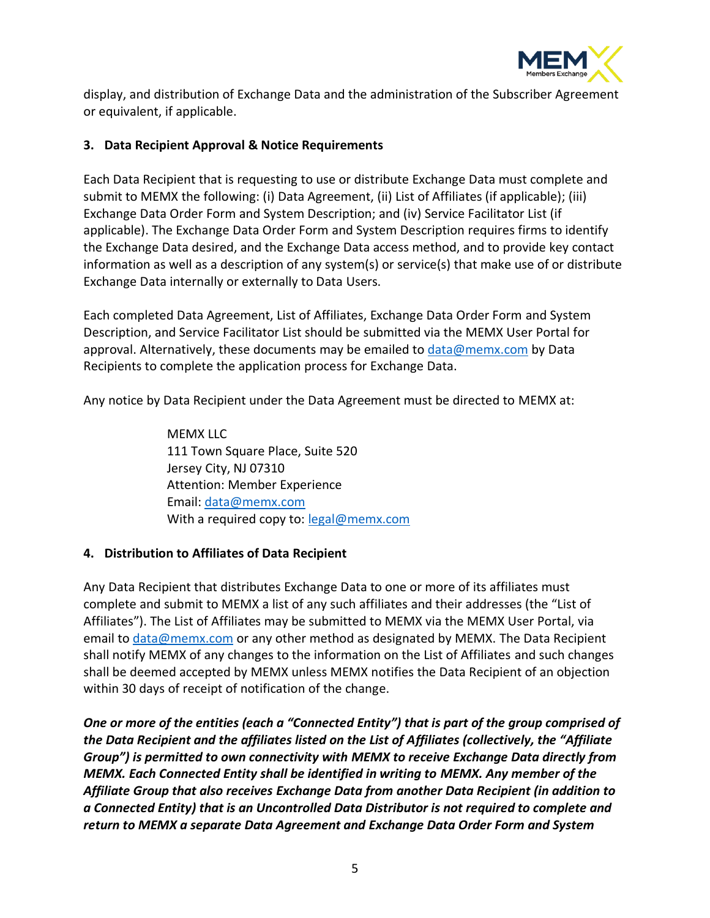display, and distribution of Exchange Data and the administration of the Subscriber Agreement or equivalent, if applicable.

### 3. Data Recipient Approval & Notice Requirements

Each Data Recipient that is requesting to use or distribute Exchange Data must complete and submit to MEMX the following: (i) Data Agreement, (ii) List of Affiliates (if applicable); (iii) Exchange Data Order Form and System Description; and (iv) Service Facilitator List (if applicable). The Exchange Data Order Form and System Description requires firms to identify the Exchange Data desired, and the Exchange Data access method, and to provide key contact information as well as a description of any system(s) or service(s) that make use of or distribute Exchange Data internally or externally to Data Users.

Each completed Data Agreement, List of Affiliates, Exchange Data Order Form and System Description, and Service Facilitator List should be submitted via the MEMX User Portal for approval. Alternatively, these documents may be emailed to data@memx.com by Data Recipients to complete the application process for Exchange Data.

Any notice by Data Recipient under the Data Agreement must be directed to MEMX at:

> MEMX LLC
> 111 Town Square Place, Suite 520
> Jersey City, NJ 07310
> Attention: Member Experience
> Email: data@memx.com
> With a required copy to: legal@memx.com

### 4. Distribution to Affiliates of Data Recipient

Any Data Recipient that distributes Exchange Data to one or more of its affiliates must complete and submit to MEMX a list of any such affiliates and their addresses (the "List of Affiliates"). The List of Affiliates may be submitted to MEMX via the MEMX User Portal, via email to data@memx.com or any other method as designated by MEMX. The Data Recipient shall notify MEMX of any changes to the information on the List of Affiliates and such changes shall be deemed accepted by MEMX unless MEMX notifies the Data Recipient of an objection within 30 days of receipt of notification of the change.

***One or more of the entities (each a "Connected Entity") that is part of the group comprised of the Data Recipient and the affiliates listed on the List of Affiliates (collectively, the "Affiliate Group") is permitted to own connectivity with MEMX to receive Exchange Data directly from MEMX. Each Connected Entity shall be identified in writing to MEMX. Any member of the Affiliate Group that also receives Exchange Data from another Data Recipient (in addition to a Connected Entity) that is an Uncontrolled Data Distributor is not required to complete and return to MEMX a separate Data Agreement and Exchange Data Order Form and System***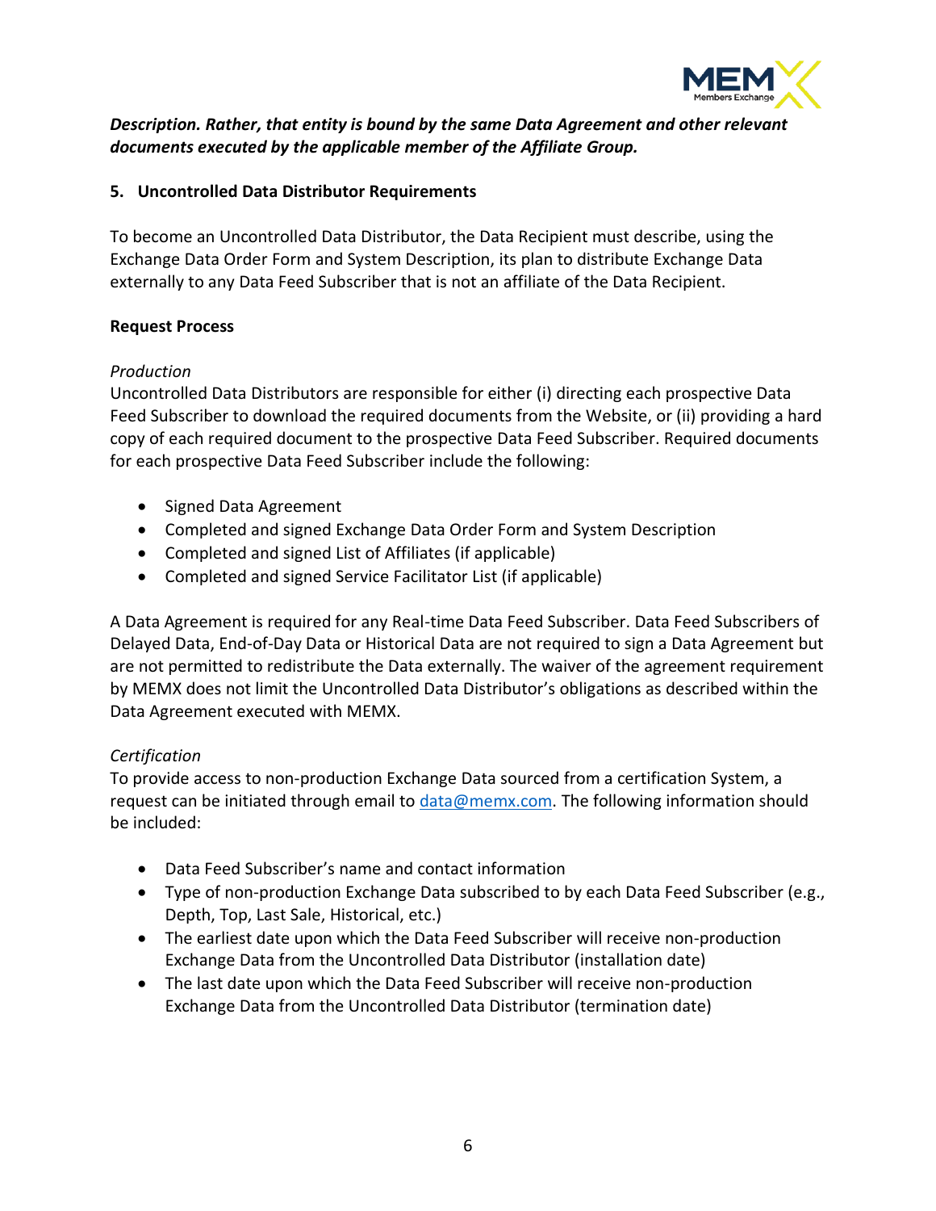***Description. Rather, that entity is bound by the same Data Agreement and other relevant documents executed by the applicable member of the Affiliate Group.***

## 5. Uncontrolled Data Distributor Requirements

To become an Uncontrolled Data Distributor, the Data Recipient must describe, using the Exchange Data Order Form and System Description, its plan to distribute Exchange Data externally to any Data Feed Subscriber that is not an affiliate of the Data Recipient.

**Request Process**

*Production*

Uncontrolled Data Distributors are responsible for either (i) directing each prospective Data Feed Subscriber to download the required documents from the Website, or (ii) providing a hard copy of each required document to the prospective Data Feed Subscriber. Required documents for each prospective Data Feed Subscriber include the following:

- Signed Data Agreement
- Completed and signed Exchange Data Order Form and System Description
- Completed and signed List of Affiliates (if applicable)
- Completed and signed Service Facilitator List (if applicable)

A Data Agreement is required for any Real-time Data Feed Subscriber. Data Feed Subscribers of Delayed Data, End-of-Day Data or Historical Data are not required to sign a Data Agreement but are not permitted to redistribute the Data externally. The waiver of the agreement requirement by MEMX does not limit the Uncontrolled Data Distributor's obligations as described within the Data Agreement executed with MEMX.

*Certification*

To provide access to non-production Exchange Data sourced from a certification System, a request can be initiated through email to data@memx.com. The following information should be included:

- Data Feed Subscriber's name and contact information
- Type of non-production Exchange Data subscribed to by each Data Feed Subscriber (e.g., Depth, Top, Last Sale, Historical, etc.)
- The earliest date upon which the Data Feed Subscriber will receive non-production Exchange Data from the Uncontrolled Data Distributor (installation date)
- The last date upon which the Data Feed Subscriber will receive non-production Exchange Data from the Uncontrolled Data Distributor (termination date)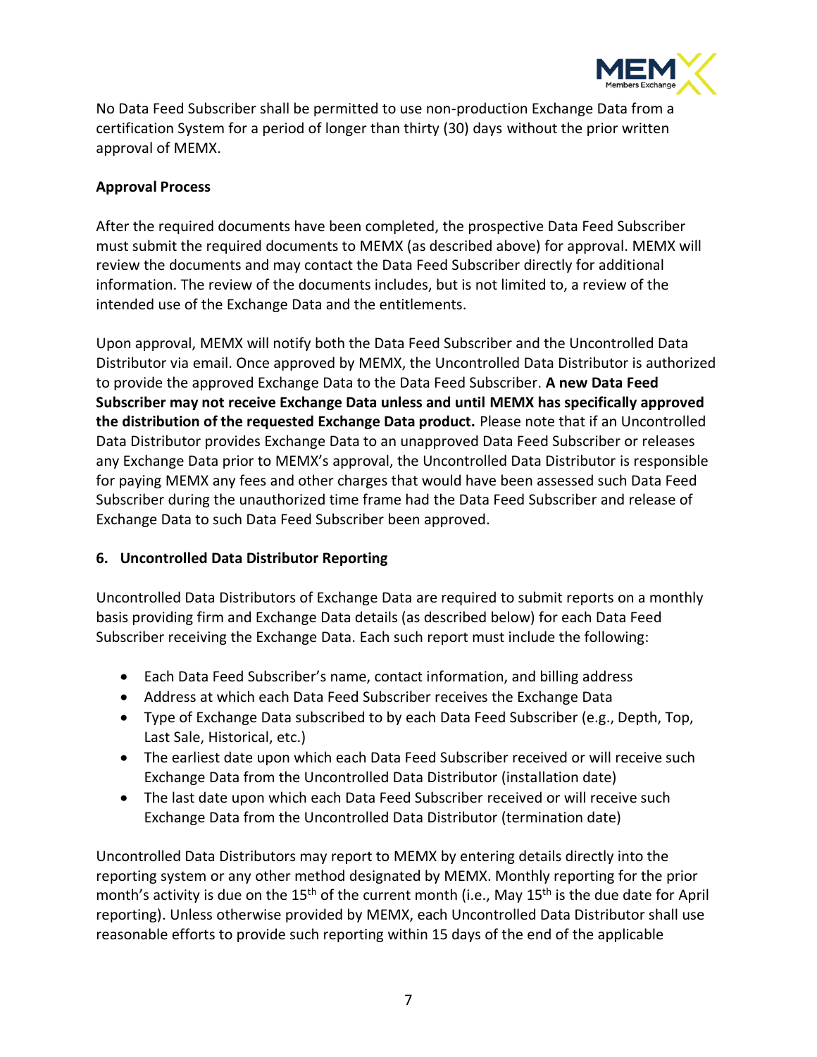No Data Feed Subscriber shall be permitted to use non-production Exchange Data from a certification System for a period of longer than thirty (30) days without the prior written approval of MEMX.

**Approval Process**

After the required documents have been completed, the prospective Data Feed Subscriber must submit the required documents to MEMX (as described above) for approval. MEMX will review the documents and may contact the Data Feed Subscriber directly for additional information. The review of the documents includes, but is not limited to, a review of the intended use of the Exchange Data and the entitlements.

Upon approval, MEMX will notify both the Data Feed Subscriber and the Uncontrolled Data Distributor via email. Once approved by MEMX, the Uncontrolled Data Distributor is authorized to provide the approved Exchange Data to the Data Feed Subscriber. **A new Data Feed Subscriber may not receive Exchange Data unless and until MEMX has specifically approved the distribution of the requested Exchange Data product.** Please note that if an Uncontrolled Data Distributor provides Exchange Data to an unapproved Data Feed Subscriber or releases any Exchange Data prior to MEMX's approval, the Uncontrolled Data Distributor is responsible for paying MEMX any fees and other charges that would have been assessed such Data Feed Subscriber during the unauthorized time frame had the Data Feed Subscriber and release of Exchange Data to such Data Feed Subscriber been approved.

## 6. Uncontrolled Data Distributor Reporting

Uncontrolled Data Distributors of Exchange Data are required to submit reports on a monthly basis providing firm and Exchange Data details (as described below) for each Data Feed Subscriber receiving the Exchange Data. Each such report must include the following:

- Each Data Feed Subscriber's name, contact information, and billing address
- Address at which each Data Feed Subscriber receives the Exchange Data
- Type of Exchange Data subscribed to by each Data Feed Subscriber (e.g., Depth, Top, Last Sale, Historical, etc.)
- The earliest date upon which each Data Feed Subscriber received or will receive such Exchange Data from the Uncontrolled Data Distributor (installation date)
- The last date upon which each Data Feed Subscriber received or will receive such Exchange Data from the Uncontrolled Data Distributor (termination date)

Uncontrolled Data Distributors may report to MEMX by entering details directly into the reporting system or any other method designated by MEMX. Monthly reporting for the prior month's activity is due on the 15th of the current month (i.e., May 15th is the due date for April reporting). Unless otherwise provided by MEMX, each Uncontrolled Data Distributor shall use reasonable efforts to provide such reporting within 15 days of the end of the applicable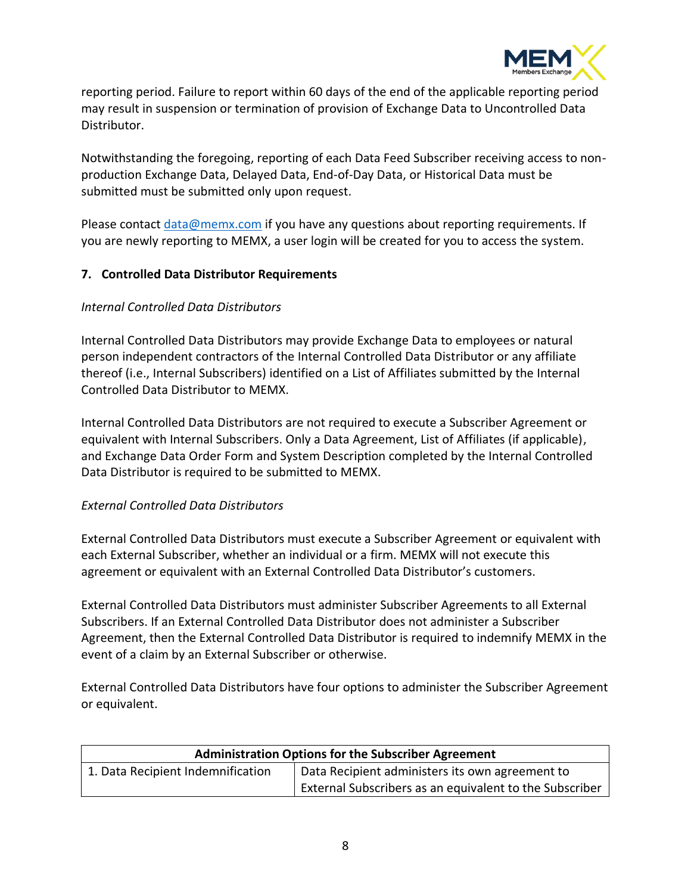reporting period. Failure to report within 60 days of the end of the applicable reporting period may result in suspension or termination of provision of Exchange Data to Uncontrolled Data Distributor.

Notwithstanding the foregoing, reporting of each Data Feed Subscriber receiving access to non-production Exchange Data, Delayed Data, End-of-Day Data, or Historical Data must be submitted must be submitted only upon request.

Please contact [data@memx.com](mailto:data@memx.com) if you have any questions about reporting requirements. If you are newly reporting to MEMX, a user login will be created for you to access the system.

### 7. Controlled Data Distributor Requirements

*Internal Controlled Data Distributors*

Internal Controlled Data Distributors may provide Exchange Data to employees or natural person independent contractors of the Internal Controlled Data Distributor or any affiliate thereof (i.e., Internal Subscribers) identified on a List of Affiliates submitted by the Internal Controlled Data Distributor to MEMX.

Internal Controlled Data Distributors are not required to execute a Subscriber Agreement or equivalent with Internal Subscribers. Only a Data Agreement, List of Affiliates (if applicable), and Exchange Data Order Form and System Description completed by the Internal Controlled Data Distributor is required to be submitted to MEMX.

*External Controlled Data Distributors*

External Controlled Data Distributors must execute a Subscriber Agreement or equivalent with each External Subscriber, whether an individual or a firm. MEMX will not execute this agreement or equivalent with an External Controlled Data Distributor's customers.

External Controlled Data Distributors must administer Subscriber Agreements to all External Subscribers. If an External Controlled Data Distributor does not administer a Subscriber Agreement, then the External Controlled Data Distributor is required to indemnify MEMX in the event of a claim by an External Subscriber or otherwise.

External Controlled Data Distributors have four options to administer the Subscriber Agreement or equivalent.

| Administration Options for the Subscriber Agreement | |
|---|---|
| 1. Data Recipient Indemnification | Data Recipient administers its own agreement to External Subscribers as an equivalent to the Subscriber |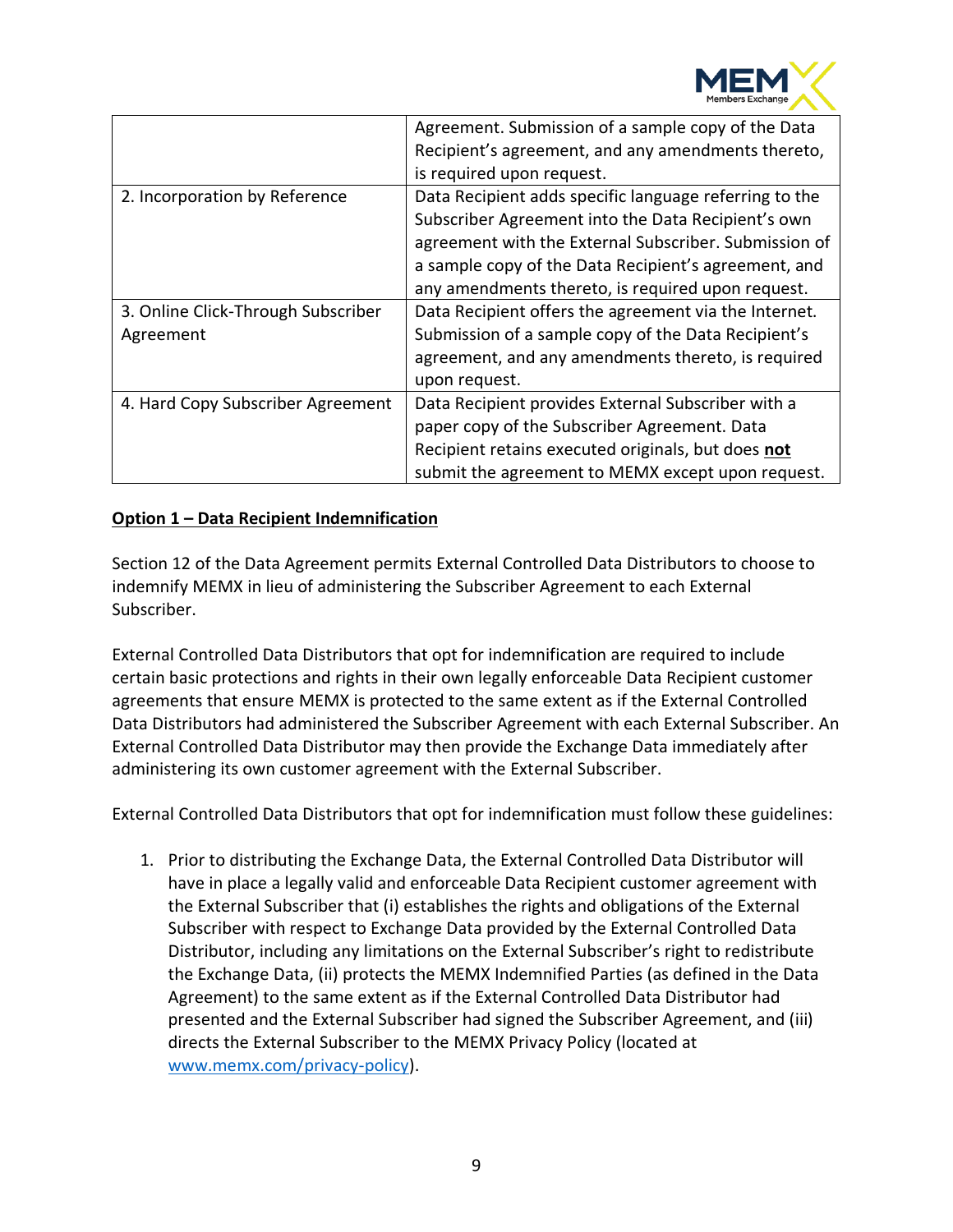| | |
|---|---|
| | Agreement. Submission of a sample copy of the Data Recipient's agreement, and any amendments thereto, is required upon request. |
| 2. Incorporation by Reference | Data Recipient adds specific language referring to the Subscriber Agreement into the Data Recipient's own agreement with the External Subscriber. Submission of a sample copy of the Data Recipient's agreement, and any amendments thereto, is required upon request. |
| 3. Online Click-Through Subscriber Agreement | Data Recipient offers the agreement via the Internet. Submission of a sample copy of the Data Recipient's agreement, and any amendments thereto, is required upon request. |
| 4. Hard Copy Subscriber Agreement | Data Recipient provides External Subscriber with a paper copy of the Subscriber Agreement. Data Recipient retains executed originals, but does **not** submit the agreement to MEMX except upon request. |

**Option 1 – Data Recipient Indemnification**

Section 12 of the Data Agreement permits External Controlled Data Distributors to choose to indemnify MEMX in lieu of administering the Subscriber Agreement to each External Subscriber.

External Controlled Data Distributors that opt for indemnification are required to include certain basic protections and rights in their own legally enforceable Data Recipient customer agreements that ensure MEMX is protected to the same extent as if the External Controlled Data Distributors had administered the Subscriber Agreement with each External Subscriber. An External Controlled Data Distributor may then provide the Exchange Data immediately after administering its own customer agreement with the External Subscriber.

External Controlled Data Distributors that opt for indemnification must follow these guidelines:

1. Prior to distributing the Exchange Data, the External Controlled Data Distributor will have in place a legally valid and enforceable Data Recipient customer agreement with the External Subscriber that (i) establishes the rights and obligations of the External Subscriber with respect to Exchange Data provided by the External Controlled Data Distributor, including any limitations on the External Subscriber's right to redistribute the Exchange Data, (ii) protects the MEMX Indemnified Parties (as defined in the Data Agreement) to the same extent as if the External Controlled Data Distributor had presented and the External Subscriber had signed the Subscriber Agreement, and (iii) directs the External Subscriber to the MEMX Privacy Policy (located at www.memx.com/privacy-policy).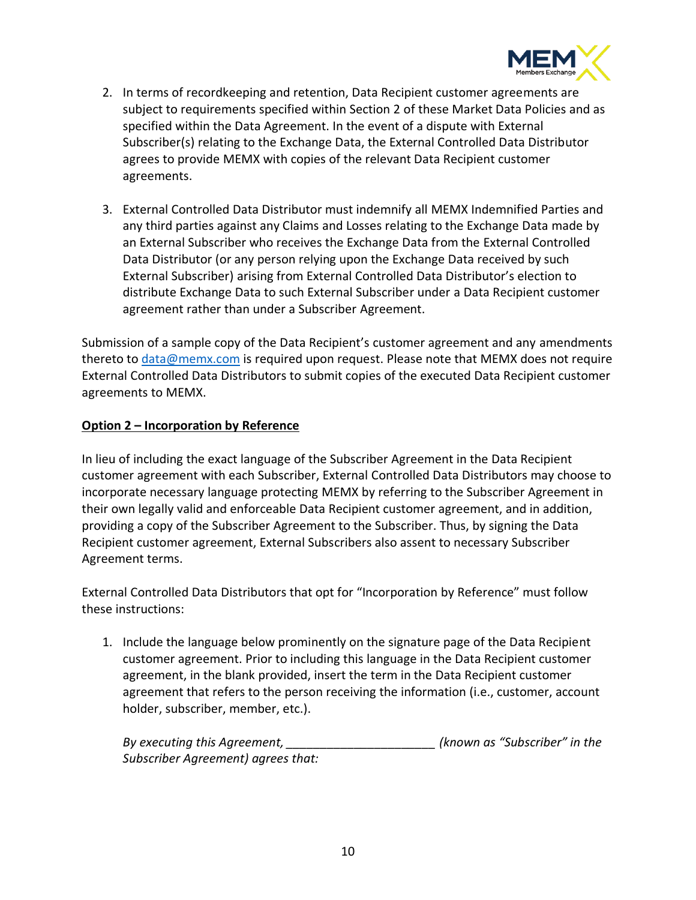2. In terms of recordkeeping and retention, Data Recipient customer agreements are subject to requirements specified within Section 2 of these Market Data Policies and as specified within the Data Agreement. In the event of a dispute with External Subscriber(s) relating to the Exchange Data, the External Controlled Data Distributor agrees to provide MEMX with copies of the relevant Data Recipient customer agreements.

3. External Controlled Data Distributor must indemnify all MEMX Indemnified Parties and any third parties against any Claims and Losses relating to the Exchange Data made by an External Subscriber who receives the Exchange Data from the External Controlled Data Distributor (or any person relying upon the Exchange Data received by such External Subscriber) arising from External Controlled Data Distributor's election to distribute Exchange Data to such External Subscriber under a Data Recipient customer agreement rather than under a Subscriber Agreement.

Submission of a sample copy of the Data Recipient's customer agreement and any amendments thereto to data@memx.com is required upon request. Please note that MEMX does not require External Controlled Data Distributors to submit copies of the executed Data Recipient customer agreements to MEMX.

**Option 2 – Incorporation by Reference**

In lieu of including the exact language of the Subscriber Agreement in the Data Recipient customer agreement with each Subscriber, External Controlled Data Distributors may choose to incorporate necessary language protecting MEMX by referring to the Subscriber Agreement in their own legally valid and enforceable Data Recipient customer agreement, and in addition, providing a copy of the Subscriber Agreement to the Subscriber. Thus, by signing the Data Recipient customer agreement, External Subscribers also assent to necessary Subscriber Agreement terms.

External Controlled Data Distributors that opt for "Incorporation by Reference" must follow these instructions:

1. Include the language below prominently on the signature page of the Data Recipient customer agreement. Prior to including this language in the Data Recipient customer agreement, in the blank provided, insert the term in the Data Recipient customer agreement that refers to the person receiving the information (i.e., customer, account holder, subscriber, member, etc.).

   *By executing this Agreement, ______________________ (known as "Subscriber" in the Subscriber Agreement) agrees that:*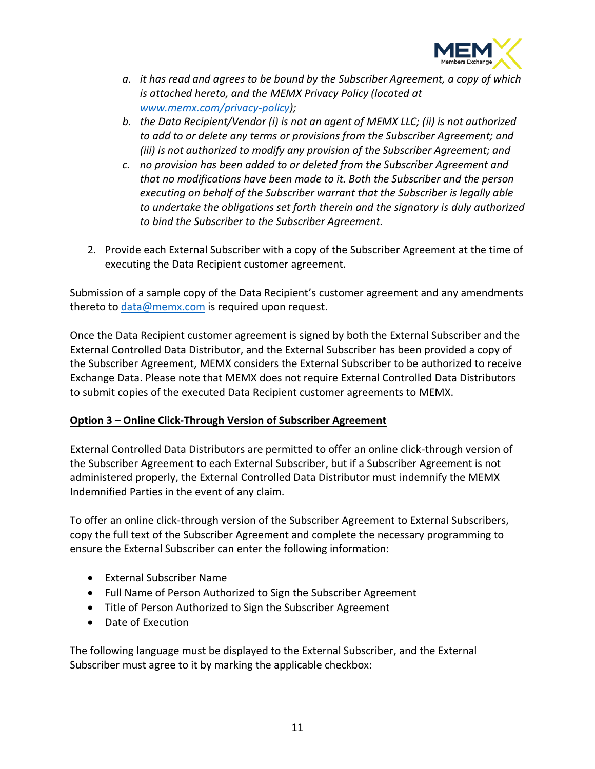a. *it has read and agrees to be bound by the Subscriber Agreement, a copy of which is attached hereto, and the MEMX Privacy Policy (located at [www.memx.com/privacy-policy](www.memx.com/privacy-policy));*
   b. *the Data Recipient/Vendor (i) is not an agent of MEMX LLC; (ii) is not authorized to add to or delete any terms or provisions from the Subscriber Agreement; and (iii) is not authorized to modify any provision of the Subscriber Agreement; and*
   c. *no provision has been added to or deleted from the Subscriber Agreement and that no modifications have been made to it. Both the Subscriber and the person executing on behalf of the Subscriber warrant that the Subscriber is legally able to undertake the obligations set forth therein and the signatory is duly authorized to bind the Subscriber to the Subscriber Agreement.*

2. Provide each External Subscriber with a copy of the Subscriber Agreement at the time of executing the Data Recipient customer agreement.

Submission of a sample copy of the Data Recipient's customer agreement and any amendments thereto to [data@memx.com](mailto:data@memx.com) is required upon request.

Once the Data Recipient customer agreement is signed by both the External Subscriber and the External Controlled Data Distributor, and the External Subscriber has been provided a copy of the Subscriber Agreement, MEMX considers the External Subscriber to be authorized to receive Exchange Data. Please note that MEMX does not require External Controlled Data Distributors to submit copies of the executed Data Recipient customer agreements to MEMX.

**Option 3 – Online Click-Through Version of Subscriber Agreement**

External Controlled Data Distributors are permitted to offer an online click-through version of the Subscriber Agreement to each External Subscriber, but if a Subscriber Agreement is not administered properly, the External Controlled Data Distributor must indemnify the MEMX Indemnified Parties in the event of any claim.

To offer an online click-through version of the Subscriber Agreement to External Subscribers, copy the full text of the Subscriber Agreement and complete the necessary programming to ensure the External Subscriber can enter the following information:

- External Subscriber Name
- Full Name of Person Authorized to Sign the Subscriber Agreement
- Title of Person Authorized to Sign the Subscriber Agreement
- Date of Execution

The following language must be displayed to the External Subscriber, and the External Subscriber must agree to it by marking the applicable checkbox: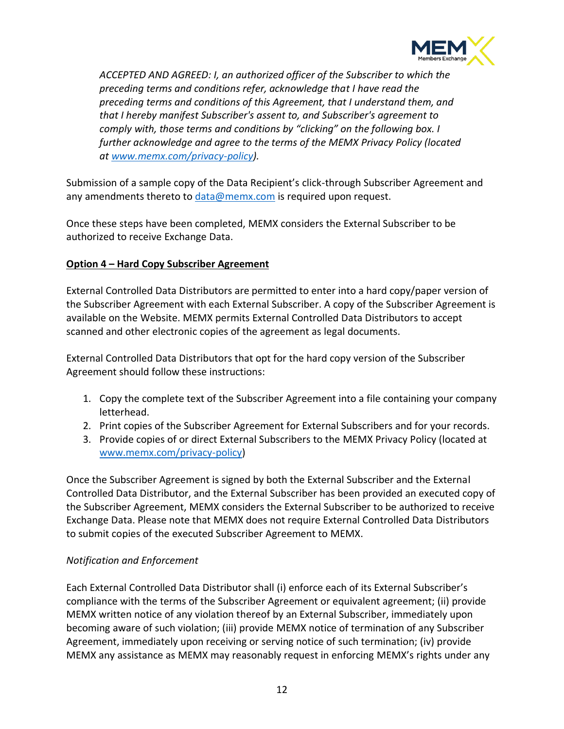*ACCEPTED AND AGREED: I, an authorized officer of the Subscriber to which the preceding terms and conditions refer, acknowledge that I have read the preceding terms and conditions of this Agreement, that I understand them, and that I hereby manifest Subscriber's assent to, and Subscriber's agreement to comply with, those terms and conditions by "clicking" on the following box. I further acknowledge and agree to the terms of the MEMX Privacy Policy (located at www.memx.com/privacy-policy).*

Submission of a sample copy of the Data Recipient's click-through Subscriber Agreement and any amendments thereto to data@memx.com is required upon request.

Once these steps have been completed, MEMX considers the External Subscriber to be authorized to receive Exchange Data.

**Option 4 – Hard Copy Subscriber Agreement**

External Controlled Data Distributors are permitted to enter into a hard copy/paper version of the Subscriber Agreement with each External Subscriber. A copy of the Subscriber Agreement is available on the Website. MEMX permits External Controlled Data Distributors to accept scanned and other electronic copies of the agreement as legal documents.

External Controlled Data Distributors that opt for the hard copy version of the Subscriber Agreement should follow these instructions:

1. Copy the complete text of the Subscriber Agreement into a file containing your company letterhead.
2. Print copies of the Subscriber Agreement for External Subscribers and for your records.
3. Provide copies of or direct External Subscribers to the MEMX Privacy Policy (located at www.memx.com/privacy-policy)

Once the Subscriber Agreement is signed by both the External Subscriber and the External Controlled Data Distributor, and the External Subscriber has been provided an executed copy of the Subscriber Agreement, MEMX considers the External Subscriber to be authorized to receive Exchange Data. Please note that MEMX does not require External Controlled Data Distributors to submit copies of the executed Subscriber Agreement to MEMX.

*Notification and Enforcement*

Each External Controlled Data Distributor shall (i) enforce each of its External Subscriber's compliance with the terms of the Subscriber Agreement or equivalent agreement; (ii) provide MEMX written notice of any violation thereof by an External Subscriber, immediately upon becoming aware of such violation; (iii) provide MEMX notice of termination of any Subscriber Agreement, immediately upon receiving or serving notice of such termination; (iv) provide MEMX any assistance as MEMX may reasonably request in enforcing MEMX's rights under any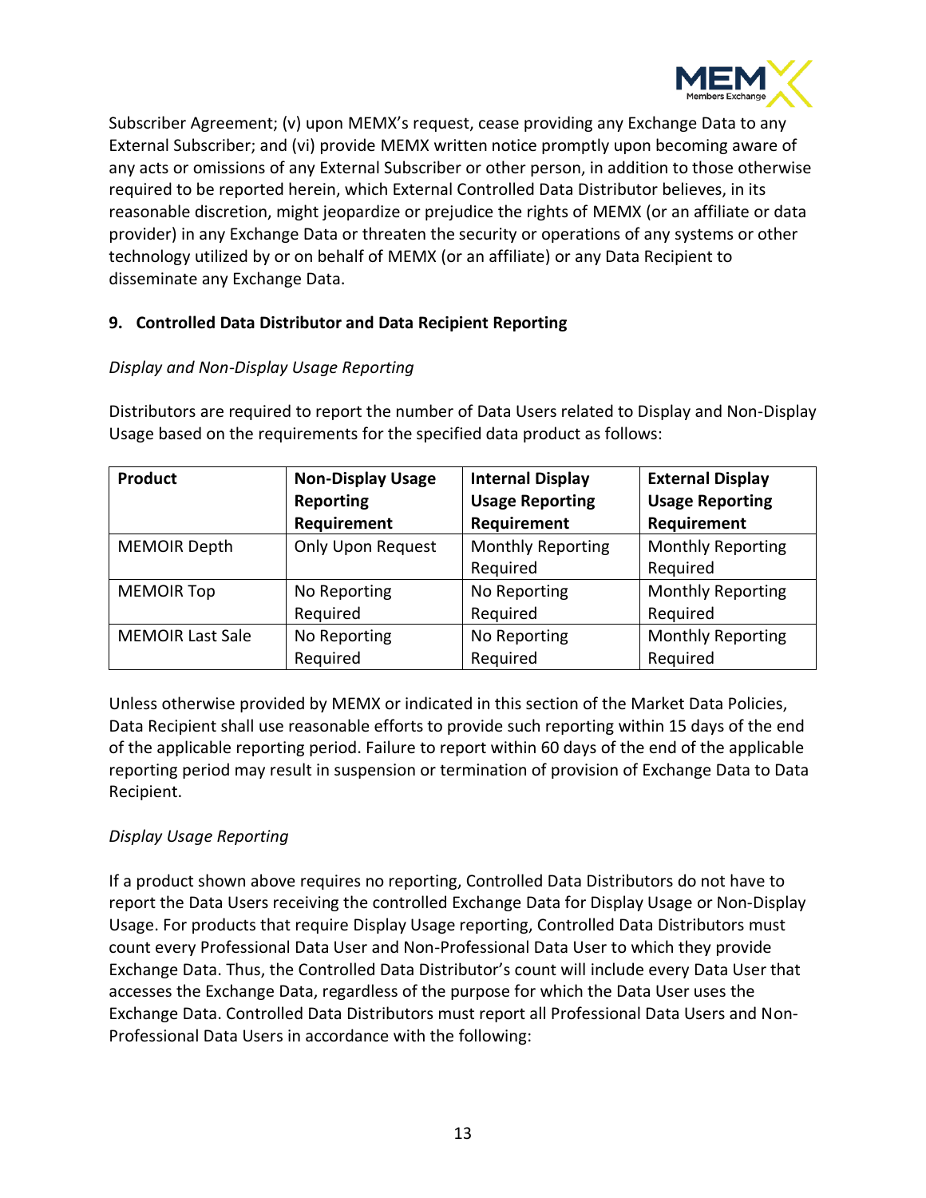Subscriber Agreement; (v) upon MEMX's request, cease providing any Exchange Data to any External Subscriber; and (vi) provide MEMX written notice promptly upon becoming aware of any acts or omissions of any External Subscriber or other person, in addition to those otherwise required to be reported herein, which External Controlled Data Distributor believes, in its reasonable discretion, might jeopardize or prejudice the rights of MEMX (or an affiliate or data provider) in any Exchange Data or threaten the security or operations of any systems or other technology utilized by or on behalf of MEMX (or an affiliate) or any Data Recipient to disseminate any Exchange Data.

## 9. Controlled Data Distributor and Data Recipient Reporting

*Display and Non-Display Usage Reporting*

Distributors are required to report the number of Data Users related to Display and Non-Display Usage based on the requirements for the specified data product as follows:

| Product | Non-Display Usage Reporting Requirement | Internal Display Usage Reporting Requirement | External Display Usage Reporting Requirement |
|---|---|---|---|
| MEMOIR Depth | Only Upon Request | Monthly Reporting Required | Monthly Reporting Required |
| MEMOIR Top | No Reporting Required | No Reporting Required | Monthly Reporting Required |
| MEMOIR Last Sale | No Reporting Required | No Reporting Required | Monthly Reporting Required |

Unless otherwise provided by MEMX or indicated in this section of the Market Data Policies, Data Recipient shall use reasonable efforts to provide such reporting within 15 days of the end of the applicable reporting period. Failure to report within 60 days of the end of the applicable reporting period may result in suspension or termination of provision of Exchange Data to Data Recipient.

*Display Usage Reporting*

If a product shown above requires no reporting, Controlled Data Distributors do not have to report the Data Users receiving the controlled Exchange Data for Display Usage or Non-Display Usage. For products that require Display Usage reporting, Controlled Data Distributors must count every Professional Data User and Non-Professional Data User to which they provide Exchange Data. Thus, the Controlled Data Distributor's count will include every Data User that accesses the Exchange Data, regardless of the purpose for which the Data User uses the Exchange Data. Controlled Data Distributors must report all Professional Data Users and Non-Professional Data Users in accordance with the following: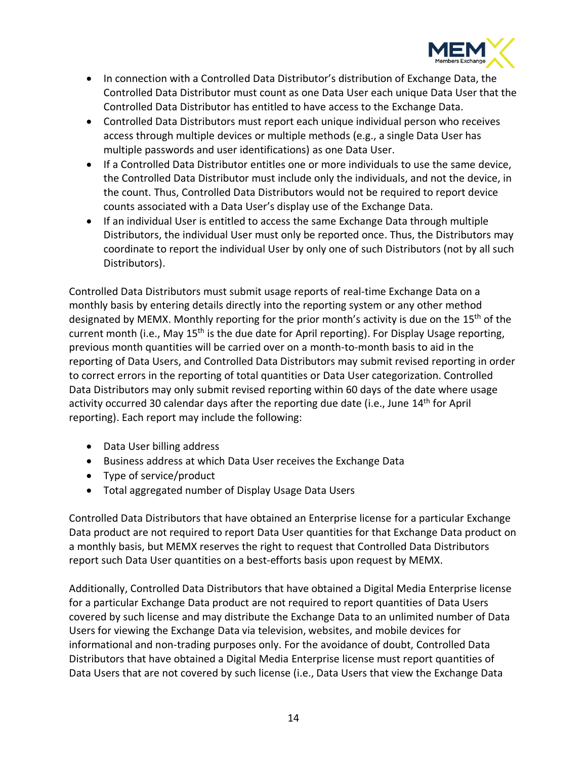- In connection with a Controlled Data Distributor's distribution of Exchange Data, the Controlled Data Distributor must count as one Data User each unique Data User that the Controlled Data Distributor has entitled to have access to the Exchange Data.
- Controlled Data Distributors must report each unique individual person who receives access through multiple devices or multiple methods (e.g., a single Data User has multiple passwords and user identifications) as one Data User.
- If a Controlled Data Distributor entitles one or more individuals to use the same device, the Controlled Data Distributor must include only the individuals, and not the device, in the count. Thus, Controlled Data Distributors would not be required to report device counts associated with a Data User's display use of the Exchange Data.
- If an individual User is entitled to access the same Exchange Data through multiple Distributors, the individual User must only be reported once. Thus, the Distributors may coordinate to report the individual User by only one of such Distributors (not by all such Distributors).

Controlled Data Distributors must submit usage reports of real-time Exchange Data on a monthly basis by entering details directly into the reporting system or any other method designated by MEMX. Monthly reporting for the prior month's activity is due on the 15th of the current month (i.e., May 15th is the due date for April reporting). For Display Usage reporting, previous month quantities will be carried over on a month-to-month basis to aid in the reporting of Data Users, and Controlled Data Distributors may submit revised reporting in order to correct errors in the reporting of total quantities or Data User categorization. Controlled Data Distributors may only submit revised reporting within 60 days of the date where usage activity occurred 30 calendar days after the reporting due date (i.e., June 14th for April reporting). Each report may include the following:

- Data User billing address
- Business address at which Data User receives the Exchange Data
- Type of service/product
- Total aggregated number of Display Usage Data Users

Controlled Data Distributors that have obtained an Enterprise license for a particular Exchange Data product are not required to report Data User quantities for that Exchange Data product on a monthly basis, but MEMX reserves the right to request that Controlled Data Distributors report such Data User quantities on a best-efforts basis upon request by MEMX.

Additionally, Controlled Data Distributors that have obtained a Digital Media Enterprise license for a particular Exchange Data product are not required to report quantities of Data Users covered by such license and may distribute the Exchange Data to an unlimited number of Data Users for viewing the Exchange Data via television, websites, and mobile devices for informational and non-trading purposes only. For the avoidance of doubt, Controlled Data Distributors that have obtained a Digital Media Enterprise license must report quantities of Data Users that are not covered by such license (i.e., Data Users that view the Exchange Data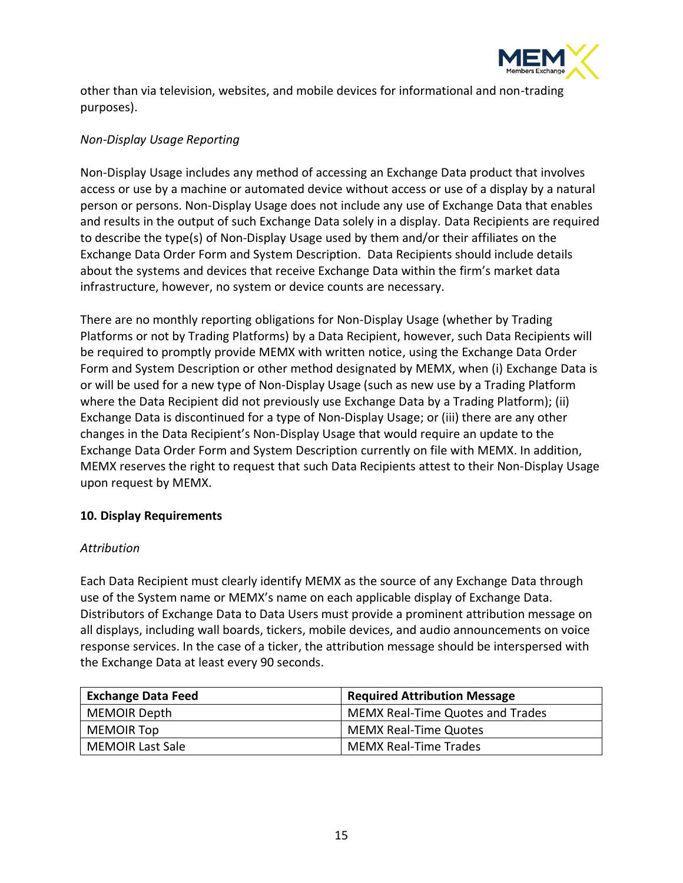other than via television, websites, and mobile devices for informational and non-trading purposes).

*Non-Display Usage Reporting*

Non-Display Usage includes any method of accessing an Exchange Data product that involves access or use by a machine or automated device without access or use of a display by a natural person or persons. Non-Display Usage does not include any use of Exchange Data that enables and results in the output of such Exchange Data solely in a display. Data Recipients are required to describe the type(s) of Non-Display Usage used by them and/or their affiliates on the Exchange Data Order Form and System Description. Data Recipients should include details about the systems and devices that receive Exchange Data within the firm's market data infrastructure, however, no system or device counts are necessary.

There are no monthly reporting obligations for Non-Display Usage (whether by Trading Platforms or not by Trading Platforms) by a Data Recipient, however, such Data Recipients will be required to promptly provide MEMX with written notice, using the Exchange Data Order Form and System Description or other method designated by MEMX, when (i) Exchange Data is or will be used for a new type of Non-Display Usage (such as new use by a Trading Platform where the Data Recipient did not previously use Exchange Data by a Trading Platform); (ii) Exchange Data is discontinued for a type of Non-Display Usage; or (iii) there are any other changes in the Data Recipient's Non-Display Usage that would require an update to the Exchange Data Order Form and System Description currently on file with MEMX. In addition, MEMX reserves the right to request that such Data Recipients attest to their Non-Display Usage upon request by MEMX.

**10. Display Requirements**

*Attribution*

Each Data Recipient must clearly identify MEMX as the source of any Exchange Data through use of the System name or MEMX's name on each applicable display of Exchange Data. Distributors of Exchange Data to Data Users must provide a prominent attribution message on all displays, including wall boards, tickers, mobile devices, and audio announcements on voice response services. In the case of a ticker, the attribution message should be interspersed with the Exchange Data at least every 90 seconds.

| Exchange Data Feed | Required Attribution Message |
|---|---|
| MEMOIR Depth | MEMX Real-Time Quotes and Trades |
| MEMOIR Top | MEMX Real-Time Quotes |
| MEMOIR Last Sale | MEMX Real-Time Trades |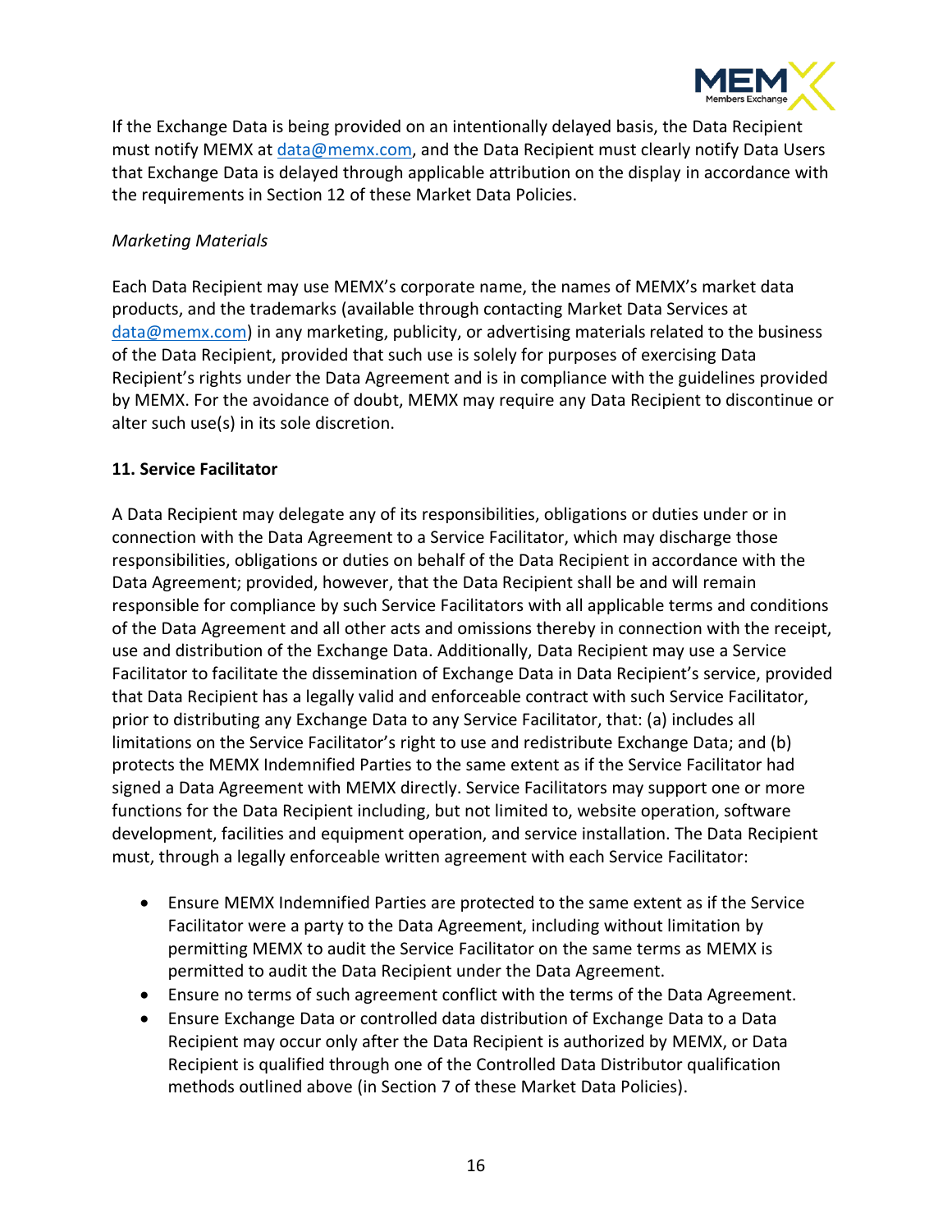If the Exchange Data is being provided on an intentionally delayed basis, the Data Recipient must notify MEMX at data@memx.com, and the Data Recipient must clearly notify Data Users that Exchange Data is delayed through applicable attribution on the display in accordance with the requirements in Section 12 of these Market Data Policies.

*Marketing Materials*

Each Data Recipient may use MEMX's corporate name, the names of MEMX's market data products, and the trademarks (available through contacting Market Data Services at data@memx.com) in any marketing, publicity, or advertising materials related to the business of the Data Recipient, provided that such use is solely for purposes of exercising Data Recipient's rights under the Data Agreement and is in compliance with the guidelines provided by MEMX. For the avoidance of doubt, MEMX may require any Data Recipient to discontinue or alter such use(s) in its sole discretion.

**11. Service Facilitator**

A Data Recipient may delegate any of its responsibilities, obligations or duties under or in connection with the Data Agreement to a Service Facilitator, which may discharge those responsibilities, obligations or duties on behalf of the Data Recipient in accordance with the Data Agreement; provided, however, that the Data Recipient shall be and will remain responsible for compliance by such Service Facilitators with all applicable terms and conditions of the Data Agreement and all other acts and omissions thereby in connection with the receipt, use and distribution of the Exchange Data. Additionally, Data Recipient may use a Service Facilitator to facilitate the dissemination of Exchange Data in Data Recipient's service, provided that Data Recipient has a legally valid and enforceable contract with such Service Facilitator, prior to distributing any Exchange Data to any Service Facilitator, that: (a) includes all limitations on the Service Facilitator's right to use and redistribute Exchange Data; and (b) protects the MEMX Indemnified Parties to the same extent as if the Service Facilitator had signed a Data Agreement with MEMX directly. Service Facilitators may support one or more functions for the Data Recipient including, but not limited to, website operation, software development, facilities and equipment operation, and service installation. The Data Recipient must, through a legally enforceable written agreement with each Service Facilitator:

- Ensure MEMX Indemnified Parties are protected to the same extent as if the Service Facilitator were a party to the Data Agreement, including without limitation by permitting MEMX to audit the Service Facilitator on the same terms as MEMX is permitted to audit the Data Recipient under the Data Agreement.
- Ensure no terms of such agreement conflict with the terms of the Data Agreement.
- Ensure Exchange Data or controlled data distribution of Exchange Data to a Data Recipient may occur only after the Data Recipient is authorized by MEMX, or Data Recipient is qualified through one of the Controlled Data Distributor qualification methods outlined above (in Section 7 of these Market Data Policies).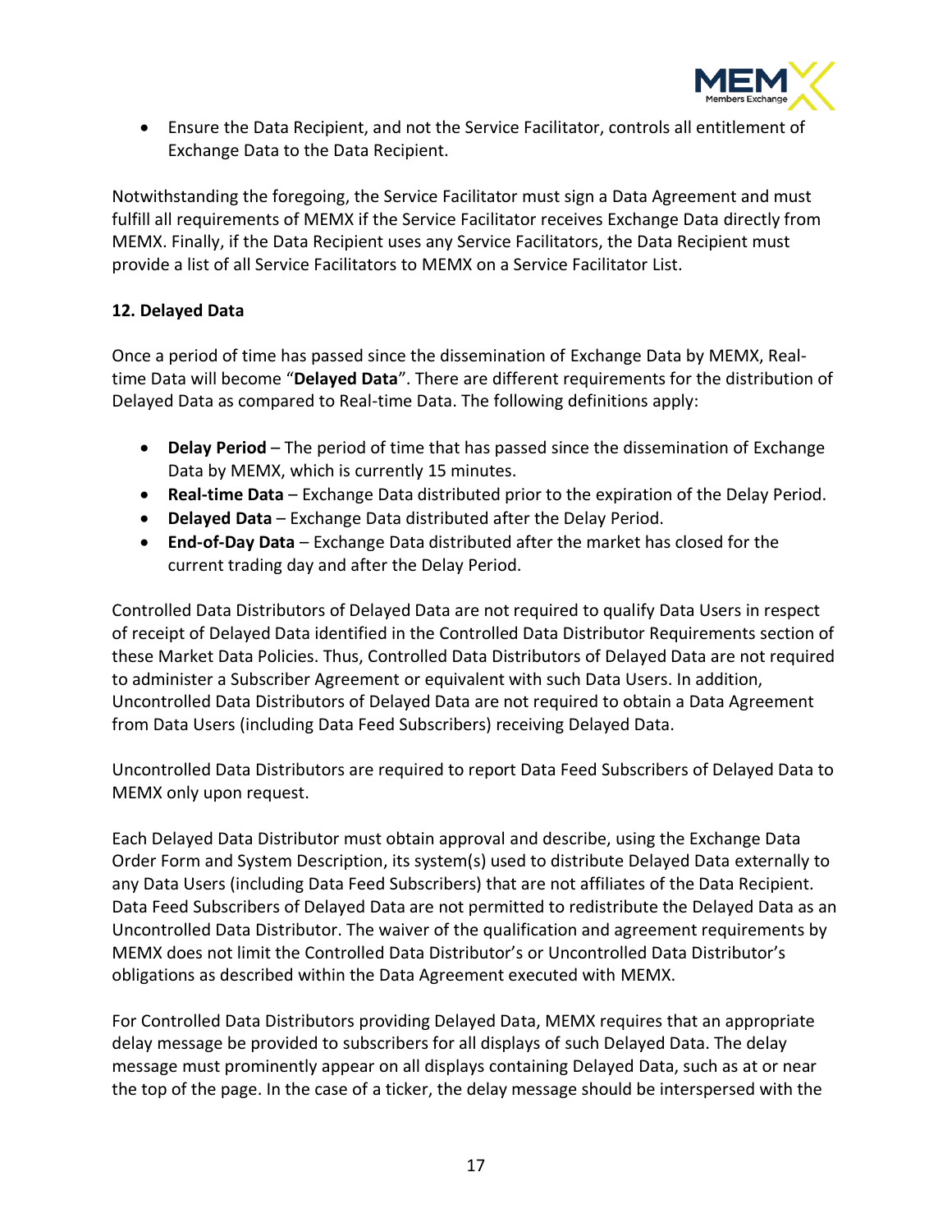- Ensure the Data Recipient, and not the Service Facilitator, controls all entitlement of Exchange Data to the Data Recipient.

Notwithstanding the foregoing, the Service Facilitator must sign a Data Agreement and must fulfill all requirements of MEMX if the Service Facilitator receives Exchange Data directly from MEMX. Finally, if the Data Recipient uses any Service Facilitators, the Data Recipient must provide a list of all Service Facilitators to MEMX on a Service Facilitator List.

**12. Delayed Data**

Once a period of time has passed since the dissemination of Exchange Data by MEMX, Real-time Data will become "**Delayed Data**". There are different requirements for the distribution of Delayed Data as compared to Real-time Data. The following definitions apply:

- **Delay Period** – The period of time that has passed since the dissemination of Exchange Data by MEMX, which is currently 15 minutes.
- **Real-time Data** – Exchange Data distributed prior to the expiration of the Delay Period.
- **Delayed Data** – Exchange Data distributed after the Delay Period.
- **End-of-Day Data** – Exchange Data distributed after the market has closed for the current trading day and after the Delay Period.

Controlled Data Distributors of Delayed Data are not required to qualify Data Users in respect of receipt of Delayed Data identified in the Controlled Data Distributor Requirements section of these Market Data Policies. Thus, Controlled Data Distributors of Delayed Data are not required to administer a Subscriber Agreement or equivalent with such Data Users. In addition, Uncontrolled Data Distributors of Delayed Data are not required to obtain a Data Agreement from Data Users (including Data Feed Subscribers) receiving Delayed Data.

Uncontrolled Data Distributors are required to report Data Feed Subscribers of Delayed Data to MEMX only upon request.

Each Delayed Data Distributor must obtain approval and describe, using the Exchange Data Order Form and System Description, its system(s) used to distribute Delayed Data externally to any Data Users (including Data Feed Subscribers) that are not affiliates of the Data Recipient. Data Feed Subscribers of Delayed Data are not permitted to redistribute the Delayed Data as an Uncontrolled Data Distributor. The waiver of the qualification and agreement requirements by MEMX does not limit the Controlled Data Distributor's or Uncontrolled Data Distributor's obligations as described within the Data Agreement executed with MEMX.

For Controlled Data Distributors providing Delayed Data, MEMX requires that an appropriate delay message be provided to subscribers for all displays of such Delayed Data. The delay message must prominently appear on all displays containing Delayed Data, such as at or near the top of the page. In the case of a ticker, the delay message should be interspersed with the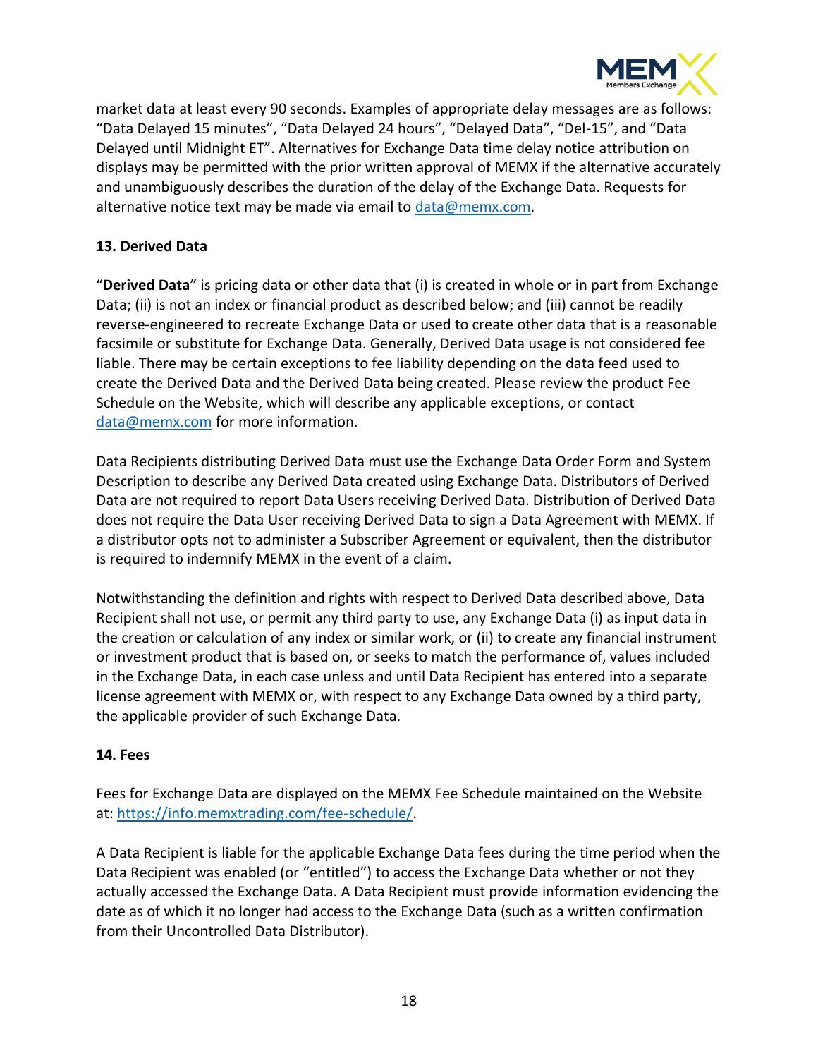market data at least every 90 seconds. Examples of appropriate delay messages are as follows: "Data Delayed 15 minutes", "Data Delayed 24 hours", "Delayed Data", "Del-15", and "Data Delayed until Midnight ET". Alternatives for Exchange Data time delay notice attribution on displays may be permitted with the prior written approval of MEMX if the alternative accurately and unambiguously describes the duration of the delay of the Exchange Data. Requests for alternative notice text may be made via email to data@memx.com.

### 13. Derived Data

"**Derived Data**" is pricing data or other data that (i) is created in whole or in part from Exchange Data; (ii) is not an index or financial product as described below; and (iii) cannot be readily reverse-engineered to recreate Exchange Data or used to create other data that is a reasonable facsimile or substitute for Exchange Data. Generally, Derived Data usage is not considered fee liable. There may be certain exceptions to fee liability depending on the data feed used to create the Derived Data and the Derived Data being created. Please review the product Fee Schedule on the Website, which will describe any applicable exceptions, or contact data@memx.com for more information.

Data Recipients distributing Derived Data must use the Exchange Data Order Form and System Description to describe any Derived Data created using Exchange Data. Distributors of Derived Data are not required to report Data Users receiving Derived Data. Distribution of Derived Data does not require the Data User receiving Derived Data to sign a Data Agreement with MEMX. If a distributor opts not to administer a Subscriber Agreement or equivalent, then the distributor is required to indemnify MEMX in the event of a claim.

Notwithstanding the definition and rights with respect to Derived Data described above, Data Recipient shall not use, or permit any third party to use, any Exchange Data (i) as input data in the creation or calculation of any index or similar work, or (ii) to create any financial instrument or investment product that is based on, or seeks to match the performance of, values included in the Exchange Data, in each case unless and until Data Recipient has entered into a separate license agreement with MEMX or, with respect to any Exchange Data owned by a third party, the applicable provider of such Exchange Data.

### 14. Fees

Fees for Exchange Data are displayed on the MEMX Fee Schedule maintained on the Website at: https://info.memxtrading.com/fee-schedule/.

A Data Recipient is liable for the applicable Exchange Data fees during the time period when the Data Recipient was enabled (or "entitled") to access the Exchange Data whether or not they actually accessed the Exchange Data. A Data Recipient must provide information evidencing the date as of which it no longer had access to the Exchange Data (such as a written confirmation from their Uncontrolled Data Distributor).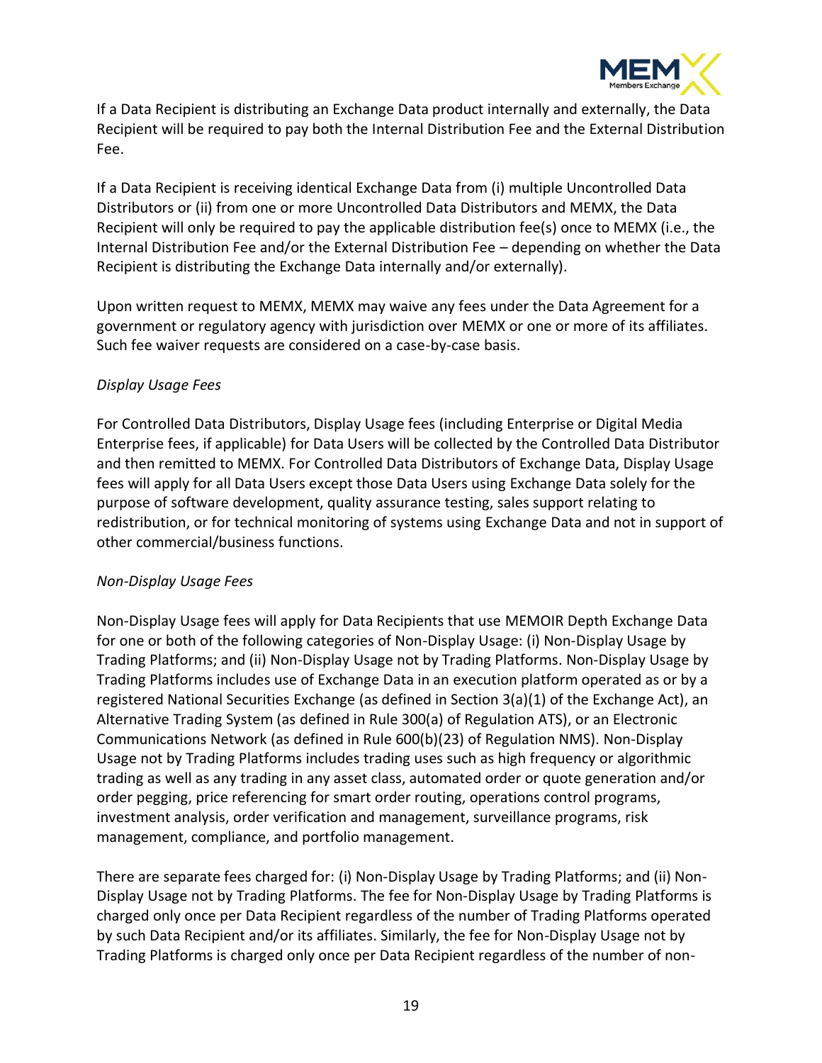If a Data Recipient is distributing an Exchange Data product internally and externally, the Data Recipient will be required to pay both the Internal Distribution Fee and the External Distribution Fee.

If a Data Recipient is receiving identical Exchange Data from (i) multiple Uncontrolled Data Distributors or (ii) from one or more Uncontrolled Data Distributors and MEMX, the Data Recipient will only be required to pay the applicable distribution fee(s) once to MEMX (i.e., the Internal Distribution Fee and/or the External Distribution Fee – depending on whether the Data Recipient is distributing the Exchange Data internally and/or externally).

Upon written request to MEMX, MEMX may waive any fees under the Data Agreement for a government or regulatory agency with jurisdiction over MEMX or one or more of its affiliates. Such fee waiver requests are considered on a case-by-case basis.

*Display Usage Fees*

For Controlled Data Distributors, Display Usage fees (including Enterprise or Digital Media Enterprise fees, if applicable) for Data Users will be collected by the Controlled Data Distributor and then remitted to MEMX. For Controlled Data Distributors of Exchange Data, Display Usage fees will apply for all Data Users except those Data Users using Exchange Data solely for the purpose of software development, quality assurance testing, sales support relating to redistribution, or for technical monitoring of systems using Exchange Data and not in support of other commercial/business functions.

*Non-Display Usage Fees*

Non-Display Usage fees will apply for Data Recipients that use MEMOIR Depth Exchange Data for one or both of the following categories of Non-Display Usage: (i) Non-Display Usage by Trading Platforms; and (ii) Non-Display Usage not by Trading Platforms. Non-Display Usage by Trading Platforms includes use of Exchange Data in an execution platform operated as or by a registered National Securities Exchange (as defined in Section 3(a)(1) of the Exchange Act), an Alternative Trading System (as defined in Rule 300(a) of Regulation ATS), or an Electronic Communications Network (as defined in Rule 600(b)(23) of Regulation NMS). Non-Display Usage not by Trading Platforms includes trading uses such as high frequency or algorithmic trading as well as any trading in any asset class, automated order or quote generation and/or order pegging, price referencing for smart order routing, operations control programs, investment analysis, order verification and management, surveillance programs, risk management, compliance, and portfolio management.

There are separate fees charged for: (i) Non-Display Usage by Trading Platforms; and (ii) Non-Display Usage not by Trading Platforms. The fee for Non-Display Usage by Trading Platforms is charged only once per Data Recipient regardless of the number of Trading Platforms operated by such Data Recipient and/or its affiliates. Similarly, the fee for Non-Display Usage not by Trading Platforms is charged only once per Data Recipient regardless of the number of non-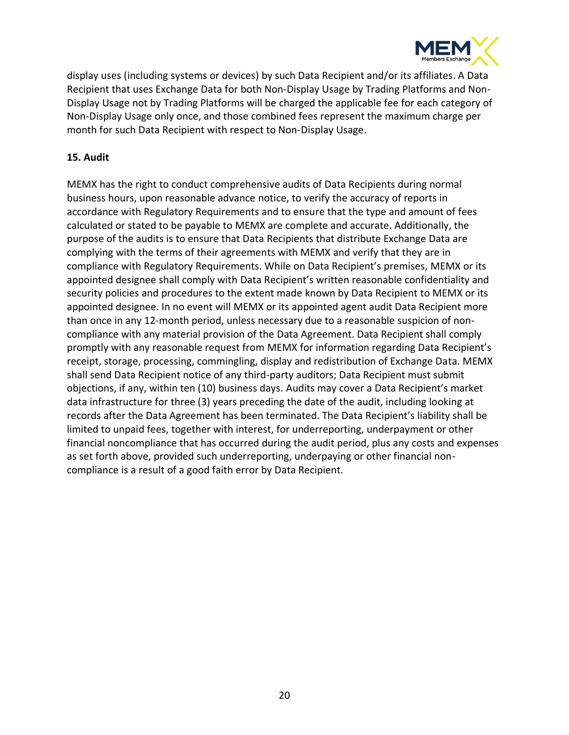display uses (including systems or devices) by such Data Recipient and/or its affiliates. A Data Recipient that uses Exchange Data for both Non-Display Usage by Trading Platforms and Non-Display Usage not by Trading Platforms will be charged the applicable fee for each category of Non-Display Usage only once, and those combined fees represent the maximum charge per month for such Data Recipient with respect to Non-Display Usage.

**15. Audit**

MEMX has the right to conduct comprehensive audits of Data Recipients during normal business hours, upon reasonable advance notice, to verify the accuracy of reports in accordance with Regulatory Requirements and to ensure that the type and amount of fees calculated or stated to be payable to MEMX are complete and accurate. Additionally, the purpose of the audits is to ensure that Data Recipients that distribute Exchange Data are complying with the terms of their agreements with MEMX and verify that they are in compliance with Regulatory Requirements. While on Data Recipient's premises, MEMX or its appointed designee shall comply with Data Recipient's written reasonable confidentiality and security policies and procedures to the extent made known by Data Recipient to MEMX or its appointed designee. In no event will MEMX or its appointed agent audit Data Recipient more than once in any 12-month period, unless necessary due to a reasonable suspicion of non-compliance with any material provision of the Data Agreement. Data Recipient shall comply promptly with any reasonable request from MEMX for information regarding Data Recipient's receipt, storage, processing, commingling, display and redistribution of Exchange Data. MEMX shall send Data Recipient notice of any third-party auditors; Data Recipient must submit objections, if any, within ten (10) business days. Audits may cover a Data Recipient's market data infrastructure for three (3) years preceding the date of the audit, including looking at records after the Data Agreement has been terminated. The Data Recipient's liability shall be limited to unpaid fees, together with interest, for underreporting, underpayment or other financial noncompliance that has occurred during the audit period, plus any costs and expenses as set forth above, provided such underreporting, underpaying or other financial non-compliance is a result of a good faith error by Data Recipient.